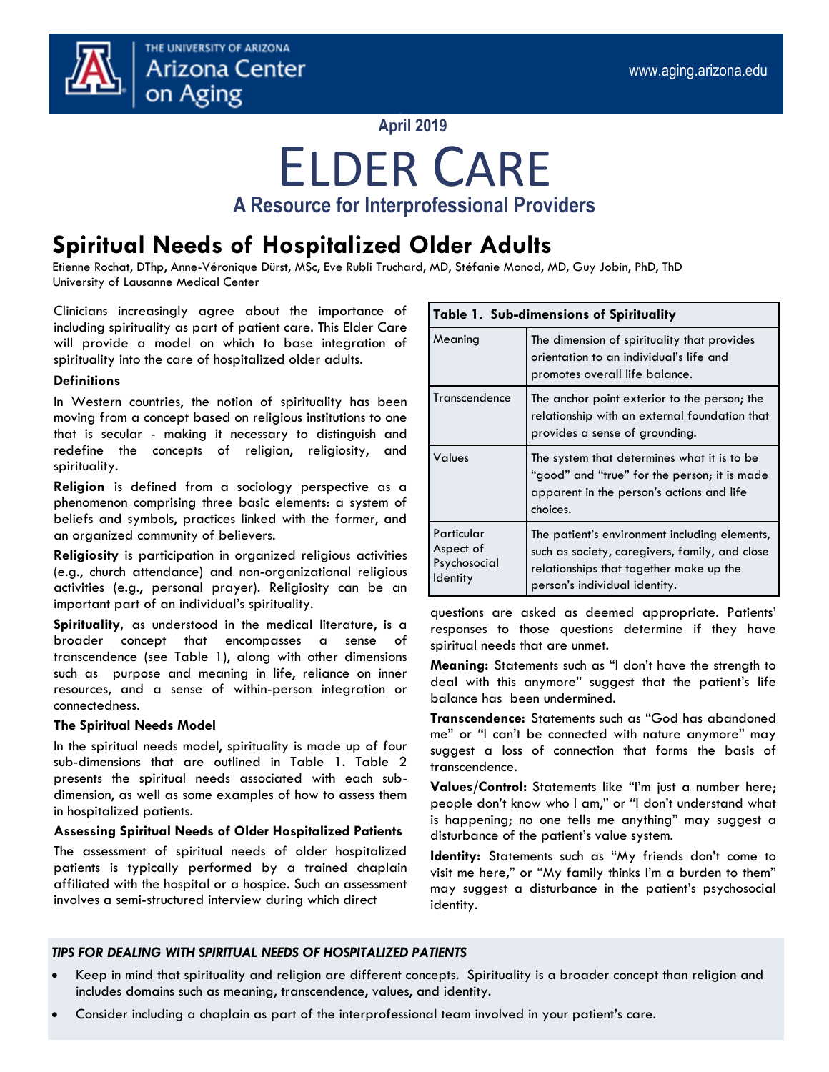THE UNIVERSITY OF ARIZONA
Arizona Center on Aging

www.aging.arizona.edu

April 2019

# ELDER CARE

### A Resource for Interprofessional Providers

## Spiritual Needs of Hospitalized Older Adults

Etienne Rochat, DThp, Anne-Véronique Dürst, MSc, Eve Rubli Truchard, MD, Stéfanie Monod, MD, Guy Jobin, PhD, ThD
University of Lausanne Medical Center

Clinicians increasingly agree about the importance of including spirituality as part of patient care. This Elder Care will provide a model on which to base integration of spirituality into the care of hospitalized older adults.

**Definitions**

In Western countries, the notion of spirituality has been moving from a concept based on religious institutions to one that is secular - making it necessary to distinguish and redefine the concepts of religion, religiosity, and spirituality.

**Religion** is defined from a sociology perspective as a phenomenon comprising three basic elements: a system of beliefs and symbols, practices linked with the former, and an organized community of believers.

**Religiosity** is participation in organized religious activities (e.g., church attendance) and non-organizational religious activities (e.g., personal prayer). Religiosity can be an important part of an individual's spirituality.

**Spirituality**, as understood in the medical literature, is a broader concept that encompasses a sense of transcendence (see Table 1), along with other dimensions such as purpose and meaning in life, reliance on inner resources, and a sense of within-person integration or connectedness.

**The Spiritual Needs Model**

In the spiritual needs model, spirituality is made up of four sub-dimensions that are outlined in Table 1. Table 2 presents the spiritual needs associated with each sub-dimension, as well as some examples of how to assess them in hospitalized patients.

**Assessing Spiritual Needs of Older Hospitalized Patients**

The assessment of spiritual needs of older hospitalized patients is typically performed by a trained chaplain affiliated with the hospital or a hospice. Such an assessment involves a semi-structured interview during which direct questions are asked as deemed appropriate. Patients' responses to those questions determine if they have spiritual needs that are unmet.

**Table 1. Sub-dimensions of Spirituality**

| | |
|---|---|
| Meaning | The dimension of spirituality that provides orientation to an individual's life and promotes overall life balance. |
| Transcendence | The anchor point exterior to the person; the relationship with an external foundation that provides a sense of grounding. |
| Values | The system that determines what it is to be "good" and "true" for the person; it is made apparent in the person's actions and life choices. |
| Particular Aspect of Psychosocial Identity | The patient's environment including elements, such as society, caregivers, family, and close relationships that together make up the person's individual identity. |

**Meaning:** Statements such as "I don't have the strength to deal with this anymore" suggest that the patient's life balance has been undermined.

**Transcendence:** Statements such as "God has abandoned me" or "I can't be connected with nature anymore" may suggest a loss of connection that forms the basis of transcendence.

**Values/Control:** Statements like "I'm just a number here; people don't know who I am," or "I don't understand what is happening; no one tells me anything" may suggest a disturbance of the patient's value system.

**Identity:** Statements such as "My friends don't come to visit me here," or "My family thinks I'm a burden to them" may suggest a disturbance in the patient's psychosocial identity.

***TIPS FOR DEALING WITH SPIRITUAL NEEDS OF HOSPITALIZED PATIENTS***

- Keep in mind that spirituality and religion are different concepts. Spirituality is a broader concept than religion and includes domains such as meaning, transcendence, values, and identity.
- Consider including a chaplain as part of the interprofessional team involved in your patient's care.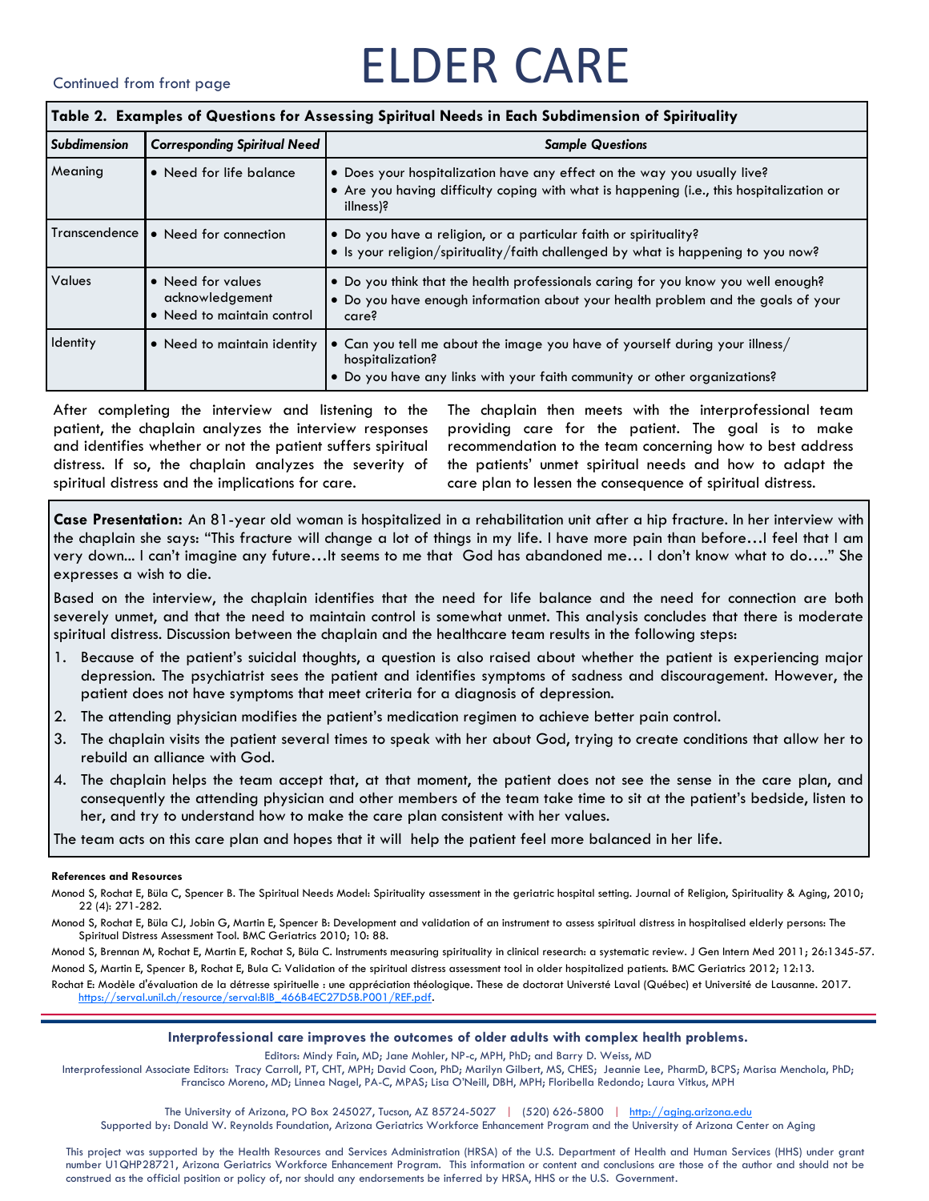Continued from front page

# ELDER CARE

**Table 2. Examples of Questions for Assessing Spiritual Needs in Each Subdimension of Spirituality**

| *Subdimension* | *Corresponding Spiritual Need* | *Sample Questions* |
|---|---|---|
| Meaning | • Need for life balance | • Does your hospitalization have any effect on the way you usually live?<br>• Are you having difficulty coping with what is happening (i.e., this hospitalization or illness)? |
| Transcendence | • Need for connection | • Do you have a religion, or a particular faith or spirituality?<br>• Is your religion/spirituality/faith challenged by what is happening to you now? |
| Values | • Need for values acknowledgement<br>• Need to maintain control | • Do you think that the health professionals caring for you know you well enough?<br>• Do you have enough information about your health problem and the goals of your care? |
| Identity | • Need to maintain identity | • Can you tell me about the image you have of yourself during your illness/ hospitalization?<br>• Do you have any links with your faith community or other organizations? |

After completing the interview and listening to the patient, the chaplain analyzes the interview responses and identifies whether or not the patient suffers spiritual distress. If so, the chaplain analyzes the severity of spiritual distress and the implications for care.

The chaplain then meets with the interprofessional team providing care for the patient. The goal is to make recommendation to the team concerning how to best address the patients' unmet spiritual needs and how to adapt the care plan to lessen the consequence of spiritual distress.

**Case Presentation:** An 81-year old woman is hospitalized in a rehabilitation unit after a hip fracture. In her interview with the chaplain she says: "This fracture will change a lot of things in my life. I have more pain than before…I feel that I am very down... I can't imagine any future…It seems to me that God has abandoned me… I don't know what to do…." She expresses a wish to die.

Based on the interview, the chaplain identifies that the need for life balance and the need for connection are both severely unmet, and that the need to maintain control is somewhat unmet. This analysis concludes that there is moderate spiritual distress. Discussion between the chaplain and the healthcare team results in the following steps:

1. Because of the patient's suicidal thoughts, a question is also raised about whether the patient is experiencing major depression. The psychiatrist sees the patient and identifies symptoms of sadness and discouragement. However, the patient does not have symptoms that meet criteria for a diagnosis of depression.
2. The attending physician modifies the patient's medication regimen to achieve better pain control.
3. The chaplain visits the patient several times to speak with her about God, trying to create conditions that allow her to rebuild an alliance with God.
4. The chaplain helps the team accept that, at that moment, the patient does not see the sense in the care plan, and consequently the attending physician and other members of the team take time to sit at the patient's bedside, listen to her, and try to understand how to make the care plan consistent with her values.

The team acts on this care plan and hopes that it will help the patient feel more balanced in her life.

**References and Resources**

Monod S, Rochat E, Büla C, Spencer B. The Spiritual Needs Model: Spirituality assessment in the geriatric hospital setting. Journal of Religion, Spirituality & Aging, 2010; 22 (4): 271-282.

Monod S, Rochat E, Büla CJ, Jobin G, Martin E, Spencer B: Development and validation of an instrument to assess spiritual distress in hospitalised elderly persons: The Spiritual Distress Assessment Tool. BMC Geriatrics 2010; 10: 88.

Monod S, Brennan M, Rochat E, Martin E, Rochat S, Büla C. Instruments measuring spirituality in clinical research: a systematic review. J Gen Intern Med 2011; 26:1345-57.

Monod S, Martin E, Spencer B, Rochat E, Bula C: Validation of the spiritual distress assessment tool in older hospitalized patients. BMC Geriatrics 2012; 12:13.

Rochat E: Modèle d'évaluation de la détresse spirituelle : une appréciation théologique. These de doctorat Universté Laval (Québec) et Université de Lausanne. 2017. https://serval.unil.ch/resource/serval:BIB_466B4EC27D5B.P001/REF.pdf.

**Interprofessional care improves the outcomes of older adults with complex health problems.**

Editors: Mindy Fain, MD; Jane Mohler, NP-c, MPH, PhD; and Barry D. Weiss, MD

Interprofessional Associate Editors: Tracy Carroll, PT, CHT, MPH; David Coon, PhD; Marilyn Gilbert, MS, CHES; Jeannie Lee, PharmD, BCPS; Marisa Menchola, PhD; Francisco Moreno, MD; Linnea Nagel, PA-C, MPAS; Lisa O'Neill, DBH, MPH; Floribella Redondo; Laura Vitkus, MPH

The University of Arizona, PO Box 245027, Tucson, AZ 85724-5027 | (520) 626-5800 | http://aging.arizona.edu

Supported by: Donald W. Reynolds Foundation, Arizona Geriatrics Workforce Enhancement Program and the University of Arizona Center on Aging

This project was supported by the Health Resources and Services Administration (HRSA) of the U.S. Department of Health and Human Services (HHS) under grant number U1QHP28721, Arizona Geriatrics Workforce Enhancement Program. This information or content and conclusions are those of the author and should not be construed as the official position or policy of, nor should any endorsements be inferred by HRSA, HHS or the U.S. Government.